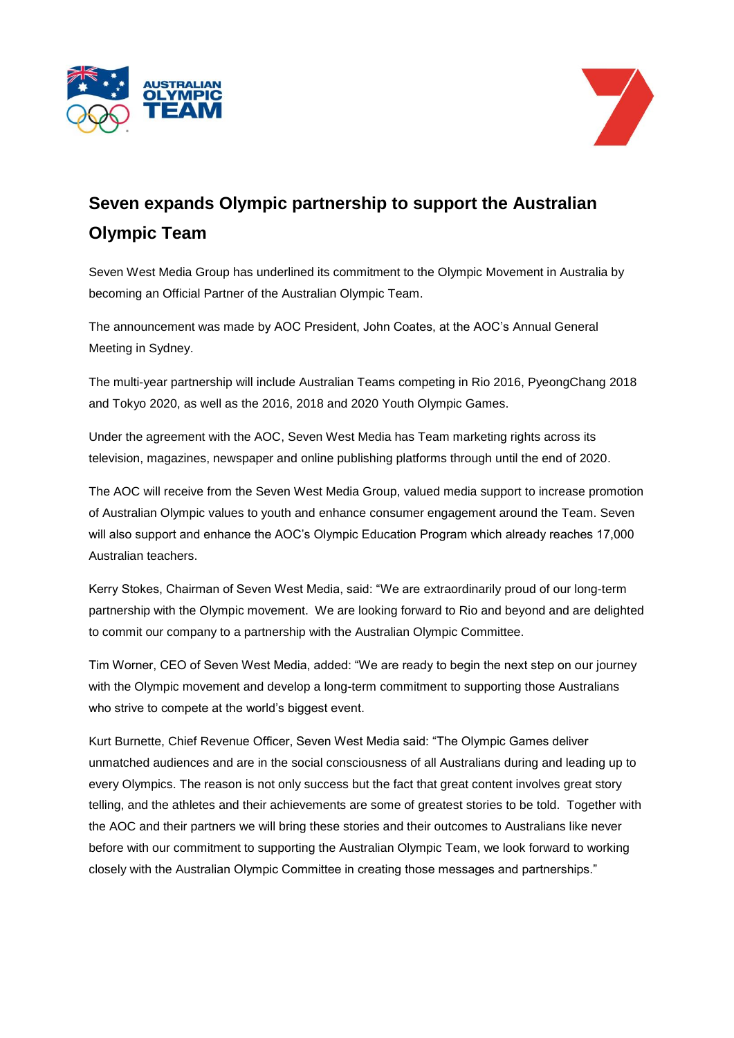# Seven expands Olympic partnership to support the Australian Olympic Team

Seven West Media Group has underlined its commitment to the Olympic Movement in Australia by becoming an Official Partner of the Australian Olympic Team.

The announcement was made by AOC President, John Coates, at the AOC's Annual General Meeting in Sydney.

The multi-year partnership will include Australian Teams competing in Rio 2016, PyeongChang 2018 and Tokyo 2020, as well as the 2016, 2018 and 2020 Youth Olympic Games.

Under the agreement with the AOC, Seven West Media has Team marketing rights across its television, magazines, newspaper and online publishing platforms through until the end of 2020.

The AOC will receive from the Seven West Media Group, valued media support to increase promotion of Australian Olympic values to youth and enhance consumer engagement around the Team. Seven will also support and enhance the AOC's Olympic Education Program which already reaches 17,000 Australian teachers.

Kerry Stokes, Chairman of Seven West Media, said: "We are extraordinarily proud of our long-term partnership with the Olympic movement. We are looking forward to Rio and beyond and are delighted to commit our company to a partnership with the Australian Olympic Committee.

Tim Worner, CEO of Seven West Media, added: "We are ready to begin the next step on our journey with the Olympic movement and develop a long-term commitment to supporting those Australians who strive to compete at the world's biggest event.

Kurt Burnette, Chief Revenue Officer, Seven West Media said: "The Olympic Games deliver unmatched audiences and are in the social consciousness of all Australians during and leading up to every Olympics. The reason is not only success but the fact that great content involves great story telling, and the athletes and their achievements are some of greatest stories to be told. Together with the AOC and their partners we will bring these stories and their outcomes to Australians like never before with our commitment to supporting the Australian Olympic Team, we look forward to working closely with the Australian Olympic Committee in creating those messages and partnerships."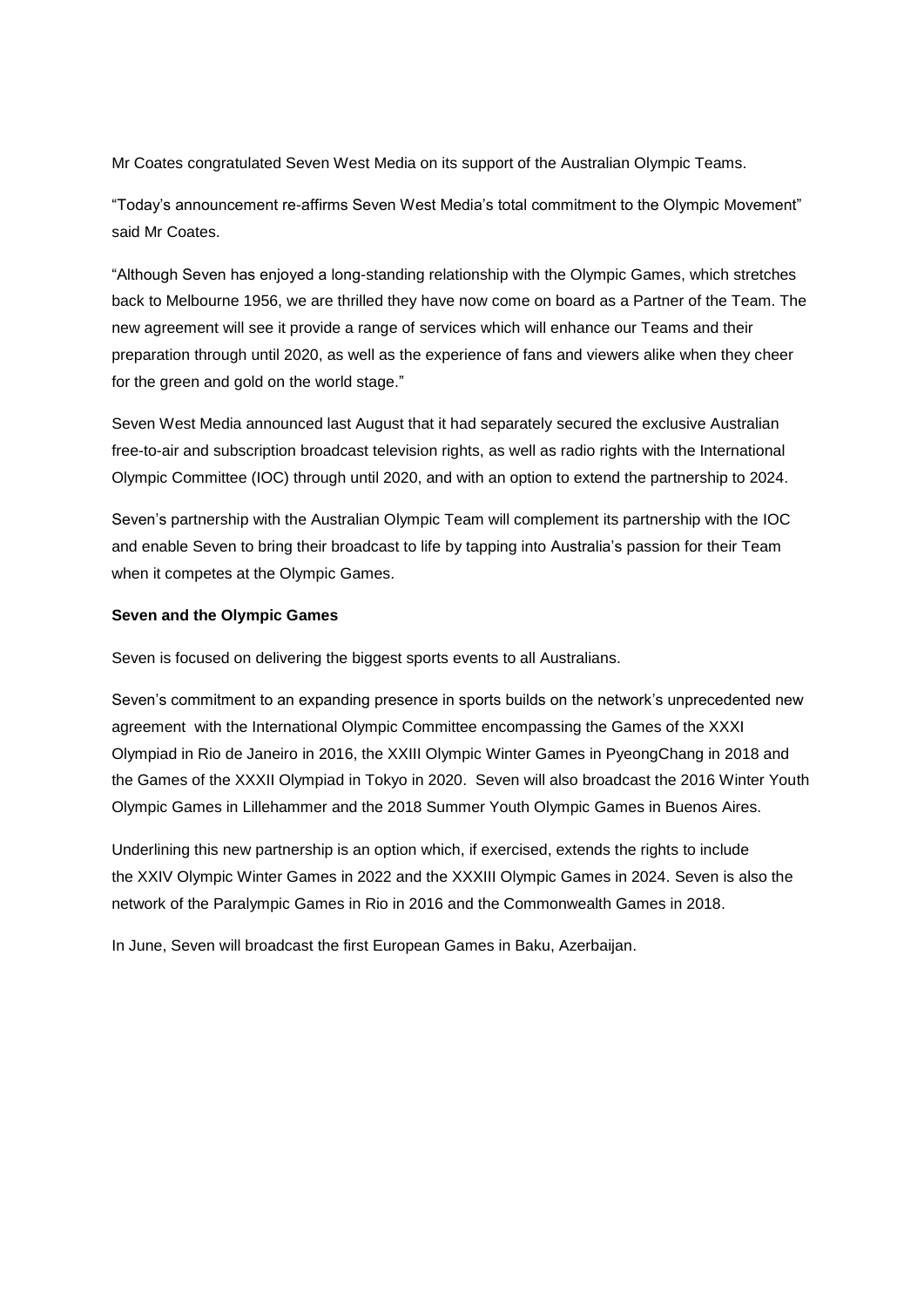Mr Coates congratulated Seven West Media on its support of the Australian Olympic Teams.

"Today's announcement re-affirms Seven West Media's total commitment to the Olympic Movement" said Mr Coates.

"Although Seven has enjoyed a long-standing relationship with the Olympic Games, which stretches back to Melbourne 1956, we are thrilled they have now come on board as a Partner of the Team. The new agreement will see it provide a range of services which will enhance our Teams and their preparation through until 2020, as well as the experience of fans and viewers alike when they cheer for the green and gold on the world stage."

Seven West Media announced last August that it had separately secured the exclusive Australian free-to-air and subscription broadcast television rights, as well as radio rights with the International Olympic Committee (IOC) through until 2020, and with an option to extend the partnership to 2024.

Seven's partnership with the Australian Olympic Team will complement its partnership with the IOC and enable Seven to bring their broadcast to life by tapping into Australia's passion for their Team when it competes at the Olympic Games.

**Seven and the Olympic Games**

Seven is focused on delivering the biggest sports events to all Australians.

Seven's commitment to an expanding presence in sports builds on the network's unprecedented new agreement with the International Olympic Committee encompassing the Games of the XXXI Olympiad in Rio de Janeiro in 2016, the XXIII Olympic Winter Games in PyeongChang in 2018 and the Games of the XXXII Olympiad in Tokyo in 2020. Seven will also broadcast the 2016 Winter Youth Olympic Games in Lillehammer and the 2018 Summer Youth Olympic Games in Buenos Aires.

Underlining this new partnership is an option which, if exercised, extends the rights to include the XXIV Olympic Winter Games in 2022 and the XXXIII Olympic Games in 2024. Seven is also the network of the Paralympic Games in Rio in 2016 and the Commonwealth Games in 2018.

In June, Seven will broadcast the first European Games in Baku, Azerbaijan.